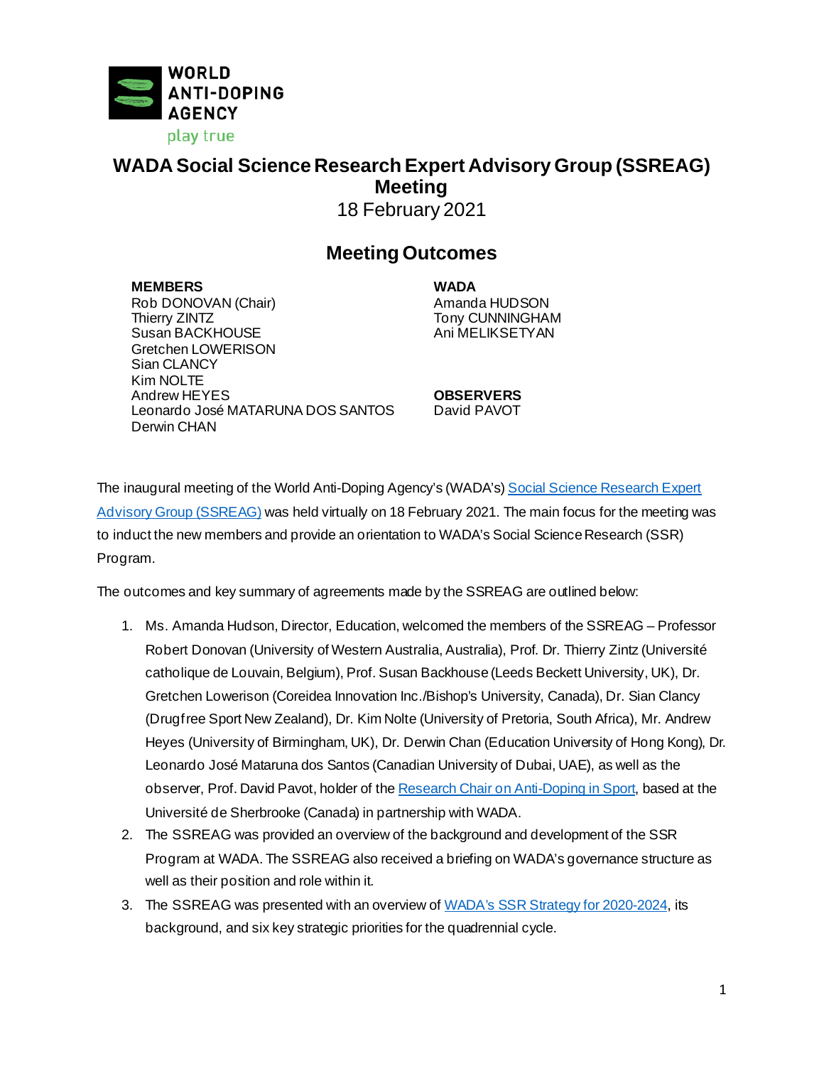WORLD ANTI-DOPING AGENCY

play true

# WADA Social Science Research Expert Advisory Group (SSREAG) Meeting

18 February 2021

## Meeting Outcomes

**MEMBERS**
Rob DONOVAN (Chair)
Thierry ZINTZ
Susan BACKHOUSE
Gretchen LOWERISON
Sian CLANCY
Kim NOLTE
Andrew HEYES
Leonardo José MATARUNA DOS SANTOS
Derwin CHAN

**WADA**
Amanda HUDSON
Tony CUNNINGHAM
Ani MELIKSETYAN

**OBSERVERS**
David PAVOT

The inaugural meeting of the World Anti-Doping Agency's (WADA's) Social Science Research Expert Advisory Group (SSREAG) was held virtually on 18 February 2021. The main focus for the meeting was to induct the new members and provide an orientation to WADA's Social Science Research (SSR) Program.

The outcomes and key summary of agreements made by the SSREAG are outlined below:

1. Ms. Amanda Hudson, Director, Education, welcomed the members of the SSREAG – Professor Robert Donovan (University of Western Australia, Australia), Prof. Dr. Thierry Zintz (Université catholique de Louvain, Belgium), Prof. Susan Backhouse (Leeds Beckett University, UK), Dr. Gretchen Lowerison (Coreidea Innovation Inc./Bishop's University, Canada), Dr. Sian Clancy (Drugfree Sport New Zealand), Dr. Kim Nolte (University of Pretoria, South Africa), Mr. Andrew Heyes (University of Birmingham, UK), Dr. Derwin Chan (Education University of Hong Kong), Dr. Leonardo José Mataruna dos Santos (Canadian University of Dubai, UAE), as well as the observer, Prof. David Pavot, holder of the Research Chair on Anti-Doping in Sport, based at the Université de Sherbrooke (Canada) in partnership with WADA.
2. The SSREAG was provided an overview of the background and development of the SSR Program at WADA. The SSREAG also received a briefing on WADA's governance structure as well as their position and role within it.
3. The SSREAG was presented with an overview of WADA's SSR Strategy for 2020-2024, its background, and six key strategic priorities for the quadrennial cycle.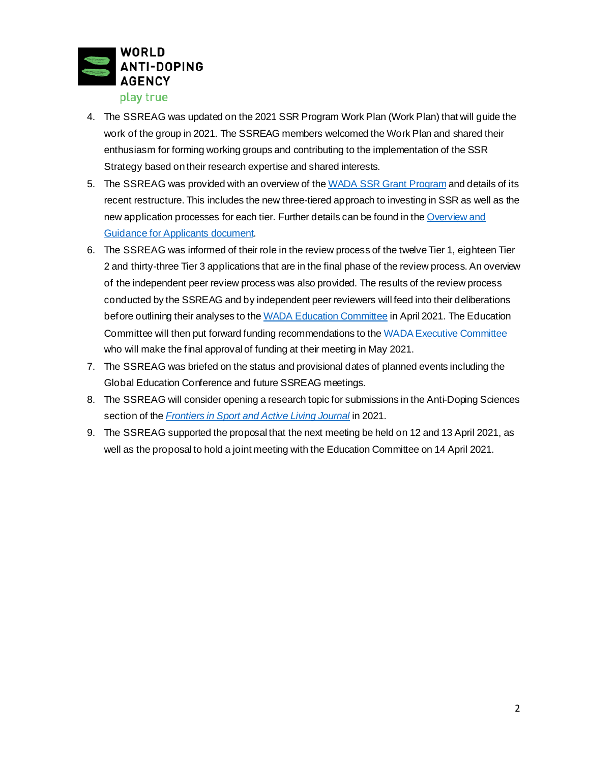4. The SSREAG was updated on the 2021 SSR Program Work Plan (Work Plan) that will guide the work of the group in 2021. The SSREAG members welcomed the Work Plan and shared their enthusiasm for forming working groups and contributing to the implementation of the SSR Strategy based on their research expertise and shared interests.
5. The SSREAG was provided with an overview of the WADA SSR Grant Program and details of its recent restructure. This includes the new three-tiered approach to investing in SSR as well as the new application processes for each tier. Further details can be found in the Overview and Guidance for Applicants document.
6. The SSREAG was informed of their role in the review process of the twelve Tier 1, eighteen Tier 2 and thirty-three Tier 3 applications that are in the final phase of the review process. An overview of the independent peer review process was also provided. The results of the review process conducted by the SSREAG and by independent peer reviewers will feed into their deliberations before outlining their analyses to the WADA Education Committee in April 2021. The Education Committee will then put forward funding recommendations to the WADA Executive Committee who will make the final approval of funding at their meeting in May 2021.
7. The SSREAG was briefed on the status and provisional dates of planned events including the Global Education Conference and future SSREAG meetings.
8. The SSREAG will consider opening a research topic for submissions in the Anti-Doping Sciences section of the *Frontiers in Sport and Active Living Journal* in 2021.
9. The SSREAG supported the proposal that the next meeting be held on 12 and 13 April 2021, as well as the proposal to hold a joint meeting with the Education Committee on 14 April 2021.